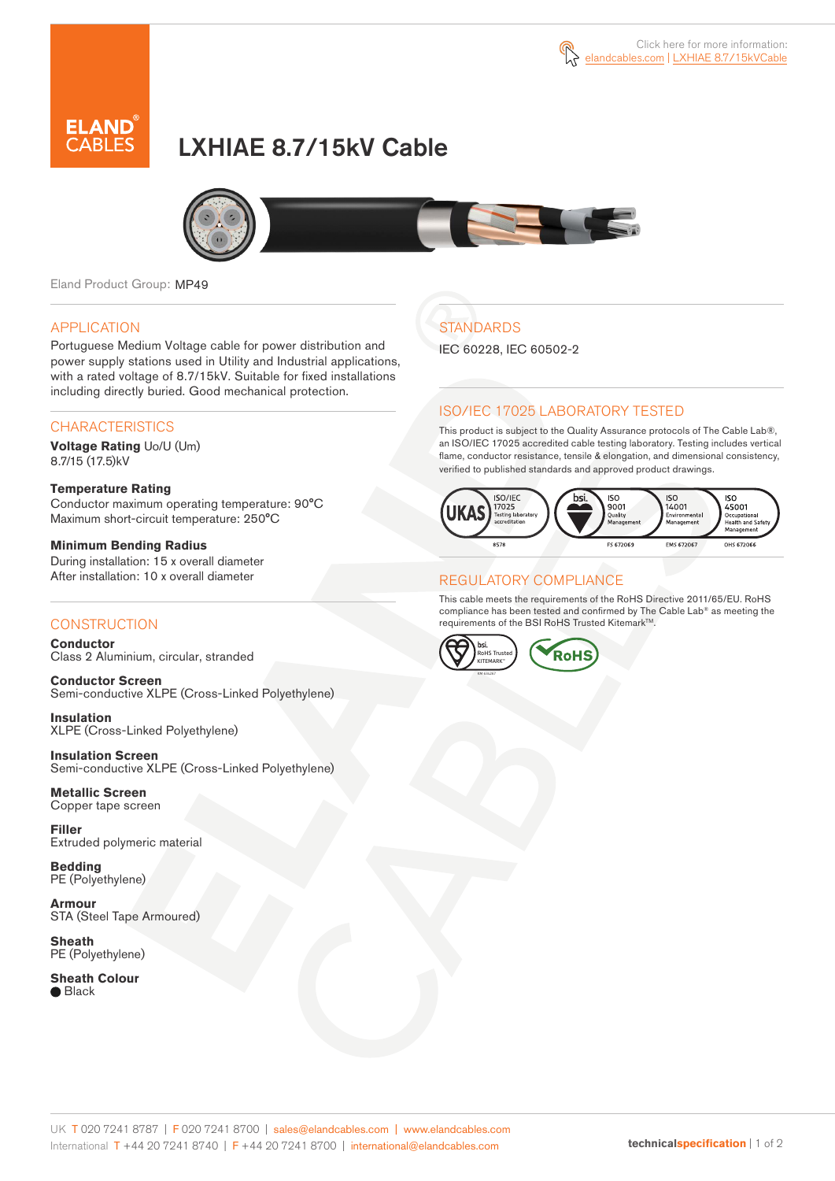Click here for more information:
elandcables.com | LXHIAE 8.7/15kVCable

# LXHIAE 8.7/15kV Cable

Eland Product Group: MP49

## APPLICATION

Portuguese Medium Voltage cable for power distribution and power supply stations used in Utility and Industrial applications, with a rated voltage of 8.7/15kV. Suitable for fixed installations including directly buried. Good mechanical protection.

## CHARACTERISTICS

**Voltage Rating** Uo/U (Um)
8.7/15 (17.5)kV

**Temperature Rating**
Conductor maximum operating temperature: 90°C
Maximum short-circuit temperature: 250°C

**Minimum Bending Radius**
During installation: 15 x overall diameter
After installation: 10 x overall diameter

## CONSTRUCTION

**Conductor**
Class 2 Aluminium, circular, stranded

**Conductor Screen**
Semi-conductive XLPE (Cross-Linked Polyethylene)

**Insulation**
XLPE (Cross-Linked Polyethylene)

**Insulation Screen**
Semi-conductive XLPE (Cross-Linked Polyethylene)

**Metallic Screen**
Copper tape screen

**Filler**
Extruded polymeric material

**Bedding**
PE (Polyethylene)

**Armour**
STA (Steel Tape Armoured)

**Sheath**
PE (Polyethylene)

**Sheath Colour**
● Black

## STANDARDS

IEC 60228, IEC 60502-2

## ISO/IEC 17025 LABORATORY TESTED

This product is subject to the Quality Assurance protocols of The Cable Lab®, an ISO/IEC 17025 accredited cable testing laboratory. Testing includes vertical flame, conductor resistance, tensile & elongation, and dimensional consistency, verified to published standards and approved product drawings.

UKAS ISO/IEC 17025 Testing laboratory accreditation 8578 | bsi. ISO 9001 Quality Management FS 672069 | ISO 14001 Environmental Management EMS 672067 | ISO 45001 Occupational Health and Safety Management OHS 672066

## REGULATORY COMPLIANCE

This cable meets the requirements of the RoHS Directive 2011/65/EU. RoHS compliance has been tested and confirmed by The Cable Lab® as meeting the requirements of the BSI RoHS Trusted Kitemark™.

bsi. RoHS Trusted KITEMARK™ | RoHS

UK T 020 7241 8787 | F 020 7241 8700 | sales@elandcables.com | www.elandcables.com
International T +44 20 7241 8740 | F +44 20 7241 8700 | international@elandcables.com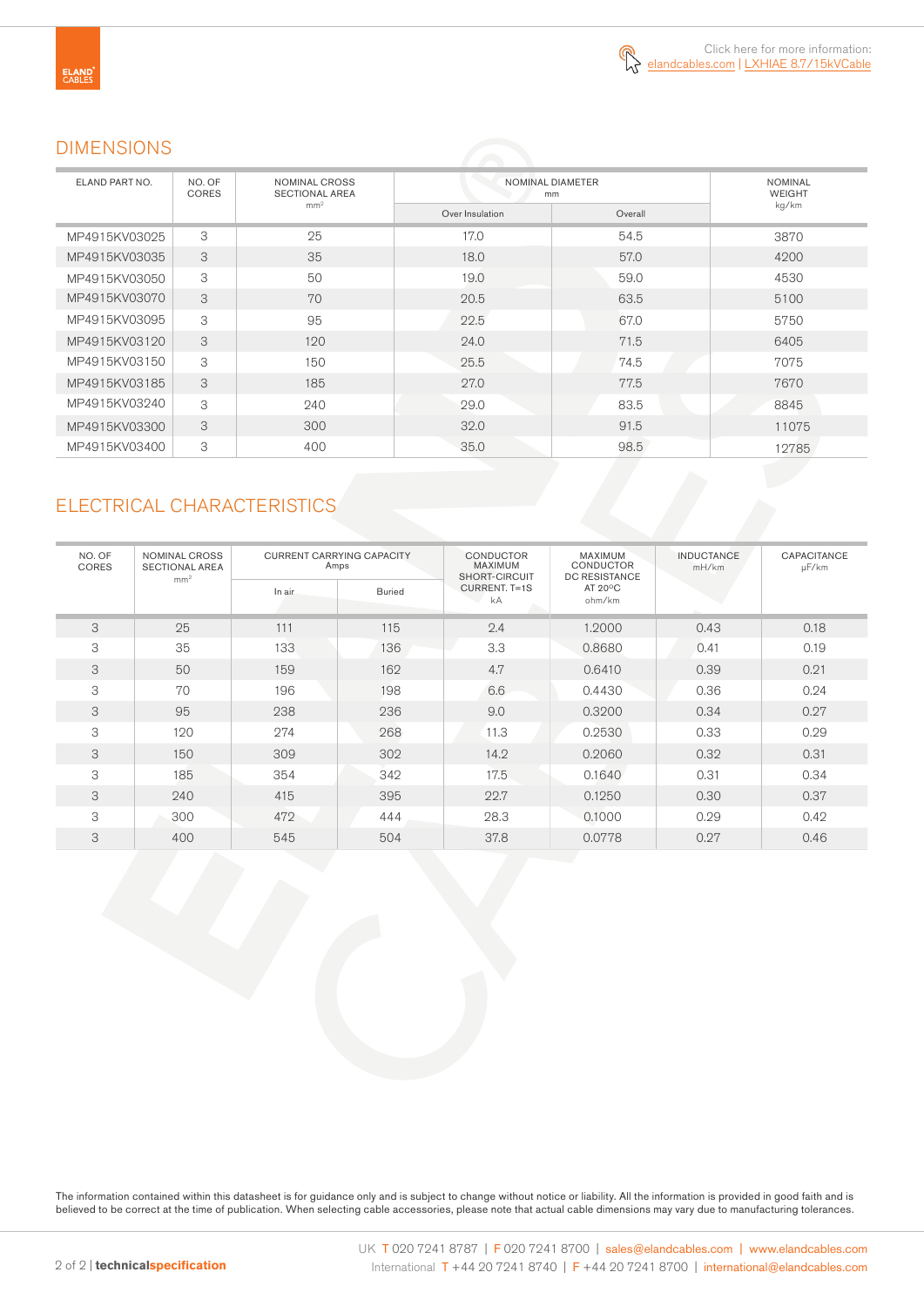Click here for more information: elandcables.com | LXHIAE 8.7/15kVCable

## DIMENSIONS

| ELAND PART NO. | NO. OF CORES | NOMINAL CROSS SECTIONAL AREA mm² | NOMINAL DIAMETER mm | | NOMINAL WEIGHT kg/km |
|---|---|---|---|---|---|
| | | | Over Insulation | Overall | |
| MP4915KV03025 | 3 | 25 | 17.0 | 54.5 | 3870 |
| MP4915KV03035 | 3 | 35 | 18.0 | 57.0 | 4200 |
| MP4915KV03050 | 3 | 50 | 19.0 | 59.0 | 4530 |
| MP4915KV03070 | 3 | 70 | 20.5 | 63.5 | 5100 |
| MP4915KV03095 | 3 | 95 | 22.5 | 67.0 | 5750 |
| MP4915KV03120 | 3 | 120 | 24.0 | 71.5 | 6405 |
| MP4915KV03150 | 3 | 150 | 25.5 | 74.5 | 7075 |
| MP4915KV03185 | 3 | 185 | 27.0 | 77.5 | 7670 |
| MP4915KV03240 | 3 | 240 | 29.0 | 83.5 | 8845 |
| MP4915KV03300 | 3 | 300 | 32.0 | 91.5 | 11075 |
| MP4915KV03400 | 3 | 400 | 35.0 | 98.5 | 12785 |

## ELECTRICAL CHARACTERISTICS

| NO. OF CORES | NOMINAL CROSS SECTIONAL AREA mm² | CURRENT CARRYING CAPACITY Amps | | CONDUCTOR MAXIMUM SHORT-CIRCUIT CURRENT. T=1S kA | MAXIMUM CONDUCTOR DC RESISTANCE AT 20°C ohm/km | INDUCTANCE mH/km | CAPACITANCE µF/km |
|---|---|---|---|---|---|---|---|
| | | In air | Buried | | | | |
| 3 | 25 | 111 | 115 | 2.4 | 1.2000 | 0.43 | 0.18 |
| 3 | 35 | 133 | 136 | 3.3 | 0.8680 | 0.41 | 0.19 |
| 3 | 50 | 159 | 162 | 4.7 | 0.6410 | 0.39 | 0.21 |
| 3 | 70 | 196 | 198 | 6.6 | 0.4430 | 0.36 | 0.24 |
| 3 | 95 | 238 | 236 | 9.0 | 0.3200 | 0.34 | 0.27 |
| 3 | 120 | 274 | 268 | 11.3 | 0.2530 | 0.33 | 0.29 |
| 3 | 150 | 309 | 302 | 14.2 | 0.2060 | 0.32 | 0.31 |
| 3 | 185 | 354 | 342 | 17.5 | 0.1640 | 0.31 | 0.34 |
| 3 | 240 | 415 | 395 | 22.7 | 0.1250 | 0.30 | 0.37 |
| 3 | 300 | 472 | 444 | 28.3 | 0.1000 | 0.29 | 0.42 |
| 3 | 400 | 545 | 504 | 37.8 | 0.0778 | 0.27 | 0.46 |

The information contained within this datasheet is for guidance only and is subject to change without notice or liability. All the information is provided in good faith and is believed to be correct at the time of publication. When selecting cable accessories, please note that actual cable dimensions may vary due to manufacturing tolerances.

UK T 020 7241 8787 | F 020 7241 8700 | sales@elandcables.com | www.elandcables.com
International T +44 20 7241 8740 | F +44 20 7241 8700 | international@elandcables.com